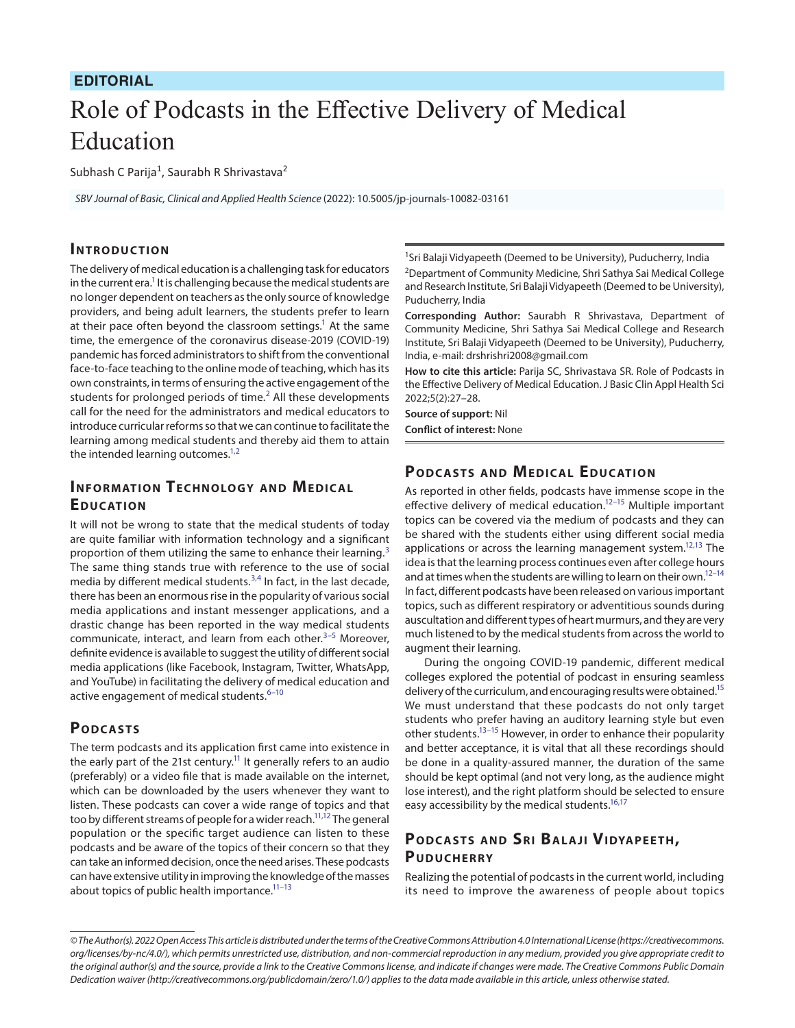**EDITORIAL**

# Role of Podcasts in the Effective Delivery of Medical Education

Subhash C Parija[1], Saurabh R Shrivastava[2]

*SBV Journal of Basic, Clinical and Applied Health Science* (2022): 10.5005/jp-journals-10082-03161

## Introduction

The delivery of medical education is a challenging task for educators in the current era.[1] It is challenging because the medical students are no longer dependent on teachers as the only source of knowledge providers, and being adult learners, the students prefer to learn at their pace often beyond the classroom settings.[1] At the same time, the emergence of the coronavirus disease-2019 (COVID-19) pandemic has forced administrators to shift from the conventional face-to-face teaching to the online mode of teaching, which has its own constraints, in terms of ensuring the active engagement of the students for prolonged periods of time.[2] All these developments call for the need for the administrators and medical educators to introduce curricular reforms so that we can continue to facilitate the learning among medical students and thereby aid them to attain the intended learning outcomes.[1,2]

## Information Technology and Medical Education

It will not be wrong to state that the medical students of today are quite familiar with information technology and a significant proportion of them utilizing the same to enhance their learning.[3] The same thing stands true with reference to the use of social media by different medical students.[3,4] In fact, in the last decade, there has been an enormous rise in the popularity of various social media applications and instant messenger applications, and a drastic change has been reported in the way medical students communicate, interact, and learn from each other.[3–5] Moreover, definite evidence is available to suggest the utility of different social media applications (like Facebook, Instagram, Twitter, WhatsApp, and YouTube) in facilitating the delivery of medical education and active engagement of medical students.[6–10]

## Podcasts

The term podcasts and its application first came into existence in the early part of the 21st century.[11] It generally refers to an audio (preferably) or a video file that is made available on the internet, which can be downloaded by the users whenever they want to listen. These podcasts can cover a wide range of topics and that too by different streams of people for a wider reach.[11,12] The general population or the specific target audience can listen to these podcasts and be aware of the topics of their concern so that they can take an informed decision, once the need arises. These podcasts can have extensive utility in improving the knowledge of the masses about topics of public health importance.[11–13]

[1]Sri Balaji Vidyapeeth (Deemed to be University), Puducherry, India

[2]Department of Community Medicine, Shri Sathya Sai Medical College and Research Institute, Sri Balaji Vidyapeeth (Deemed to be University), Puducherry, India

**Corresponding Author:** Saurabh R Shrivastava, Department of Community Medicine, Shri Sathya Sai Medical College and Research Institute, Sri Balaji Vidyapeeth (Deemed to be University), Puducherry, India, e-mail: drshrishri2008@gmail.com

**How to cite this article:** Parija SC, Shrivastava SR. Role of Podcasts in the Effective Delivery of Medical Education. J Basic Clin Appl Health Sci 2022;5(2):27–28.

**Source of support:** Nil

**Conflict of interest:** None

## Podcasts and Medical Education

As reported in other fields, podcasts have immense scope in the effective delivery of medical education.[12–15] Multiple important topics can be covered via the medium of podcasts and they can be shared with the students either using different social media applications or across the learning management system.[12,13] The idea is that the learning process continues even after college hours and at times when the students are willing to learn on their own.[12–14] In fact, different podcasts have been released on various important topics, such as different respiratory or adventitious sounds during auscultation and different types of heart murmurs, and they are very much listened to by the medical students from across the world to augment their learning.

During the ongoing COVID-19 pandemic, different medical colleges explored the potential of podcast in ensuring seamless delivery of the curriculum, and encouraging results were obtained.[15] We must understand that these podcasts do not only target students who prefer having an auditory learning style but even other students.[13–15] However, in order to enhance their popularity and better acceptance, it is vital that all these recordings should be done in a quality-assured manner, the duration of the same should be kept optimal (and not very long, as the audience might lose interest), and the right platform should be selected to ensure easy accessibility by the medical students.[16,17]

## Podcasts and Sri Balaji Vidyapeeth, Puducherry

Realizing the potential of podcasts in the current world, including its need to improve the awareness of people about topics

*© The Author(s). 2022 Open Access This article is distributed under the terms of the Creative Commons Attribution 4.0 International License (https://creativecommons.org/licenses/by-nc/4.0/), which permits unrestricted use, distribution, and non-commercial reproduction in any medium, provided you give appropriate credit to the original author(s) and the source, provide a link to the Creative Commons license, and indicate if changes were made. The Creative Commons Public Domain Dedication waiver (http://creativecommons.org/publicdomain/zero/1.0/) applies to the data made available in this article, unless otherwise stated.*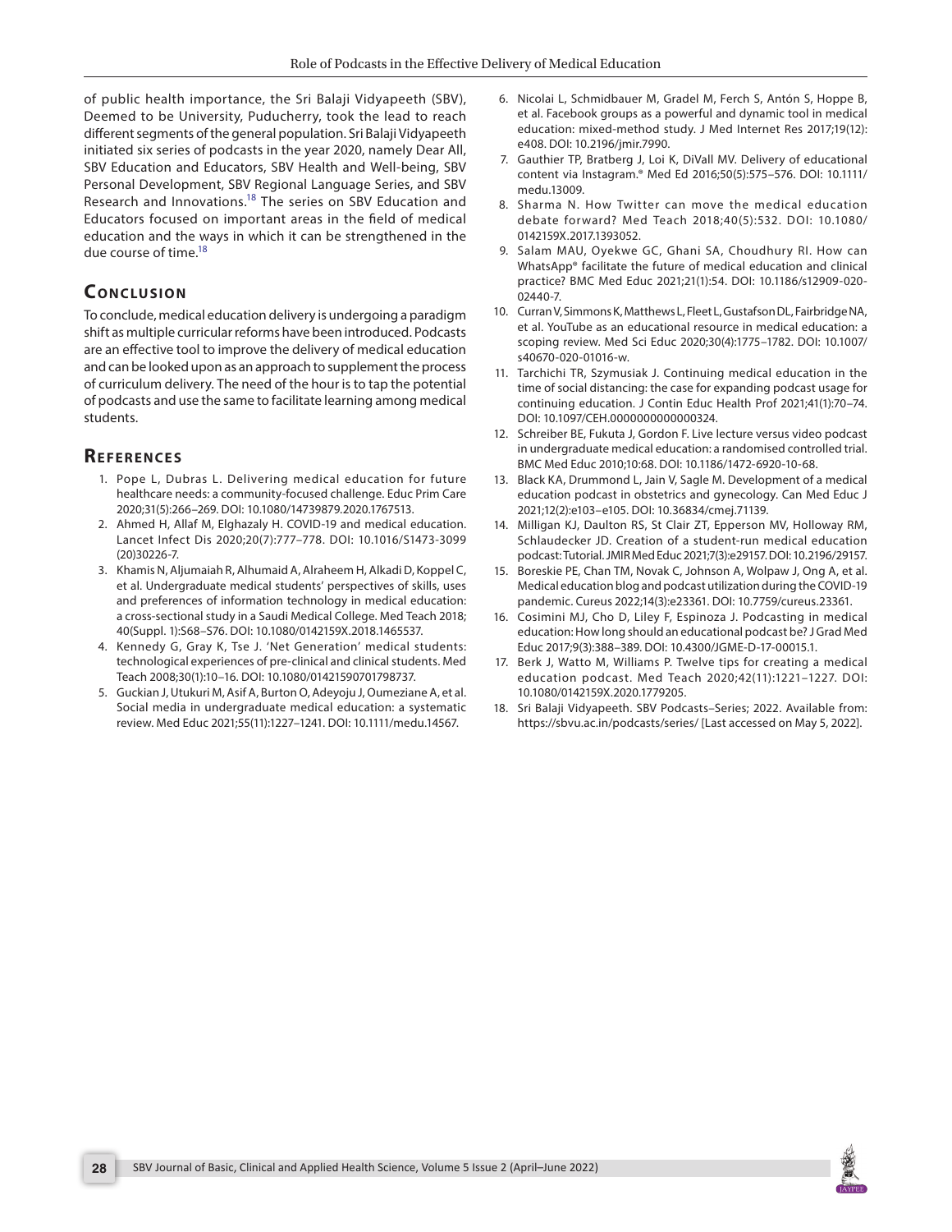of public health importance, the Sri Balaji Vidyapeeth (SBV), Deemed to be University, Puducherry, took the lead to reach different segments of the general population. Sri Balaji Vidyapeeth initiated six series of podcasts in the year 2020, namely Dear All, SBV Education and Educators, SBV Health and Well-being, SBV Personal Development, SBV Regional Language Series, and SBV Research and Innovations.[18] The series on SBV Education and Educators focused on important areas in the field of medical education and the ways in which it can be strengthened in the due course of time.[18]

## Conclusion

To conclude, medical education delivery is undergoing a paradigm shift as multiple curricular reforms have been introduced. Podcasts are an effective tool to improve the delivery of medical education and can be looked upon as an approach to supplement the process of curriculum delivery. The need of the hour is to tap the potential of podcasts and use the same to facilitate learning among medical students.

## References

1. Pope L, Dubras L. Delivering medical education for future healthcare needs: a community-focused challenge. Educ Prim Care 2020;31(5):266–269. DOI: 10.1080/14739879.2020.1767513.
2. Ahmed H, Allaf M, Elghazaly H. COVID-19 and medical education. Lancet Infect Dis 2020;20(7):777–778. DOI: 10.1016/S1473-3099(20)30226-7.
3. Khamis N, Aljumaiah R, Alhumaid A, Alraheem H, Alkadi D, Koppel C, et al. Undergraduate medical students' perspectives of skills, uses and preferences of information technology in medical education: a cross-sectional study in a Saudi Medical College. Med Teach 2018; 40(Suppl. 1):S68–S76. DOI: 10.1080/0142159X.2018.1465537.
4. Kennedy G, Gray K, Tse J. 'Net Generation' medical students: technological experiences of pre-clinical and clinical students. Med Teach 2008;30(1):10–16. DOI: 10.1080/01421590701798737.
5. Guckian J, Utukuri M, Asif A, Burton O, Adeyoju J, Oumeziane A, et al. Social media in undergraduate medical education: a systematic review. Med Educ 2021;55(11):1227–1241. DOI: 10.1111/medu.14567.
6. Nicolai L, Schmidbauer M, Gradel M, Ferch S, Antón S, Hoppe B, et al. Facebook groups as a powerful and dynamic tool in medical education: mixed-method study. J Med Internet Res 2017;19(12): e408. DOI: 10.2196/jmir.7990.
7. Gauthier TP, Bratberg J, Loi K, DiVall MV. Delivery of educational content via Instagram.® Med Ed 2016;50(5):575–576. DOI: 10.1111/medu.13009.
8. Sharma N. How Twitter can move the medical education debate forward? Med Teach 2018;40(5):532. DOI: 10.1080/0142159X.2017.1393052.
9. Salam MAU, Oyekwe GC, Ghani SA, Choudhury RI. How can WhatsApp® facilitate the future of medical education and clinical practice? BMC Med Educ 2021;21(1):54. DOI: 10.1186/s12909-020-02440-7.
10. Curran V, Simmons K, Matthews L, Fleet L, Gustafson DL, Fairbridge NA, et al. YouTube as an educational resource in medical education: a scoping review. Med Sci Educ 2020;30(4):1775–1782. DOI: 10.1007/s40670-020-01016-w.
11. Tarchichi TR, Szymusiak J. Continuing medical education in the time of social distancing: the case for expanding podcast usage for continuing education. J Contin Educ Health Prof 2021;41(1):70–74. DOI: 10.1097/CEH.0000000000000324.
12. Schreiber BE, Fukuta J, Gordon F. Live lecture versus video podcast in undergraduate medical education: a randomised controlled trial. BMC Med Educ 2010;10:68. DOI: 10.1186/1472-6920-10-68.
13. Black KA, Drummond L, Jain V, Sagle M. Development of a medical education podcast in obstetrics and gynecology. Can Med Educ J 2021;12(2):e103–e105. DOI: 10.36834/cmej.71139.
14. Milligan KJ, Daulton RS, St Clair ZT, Epperson MV, Holloway RM, Schlaudecker JD. Creation of a student-run medical education podcast: Tutorial. JMIR Med Educ 2021;7(3):e29157. DOI: 10.2196/29157.
15. Boreskie PE, Chan TM, Novak C, Johnson A, Wolpaw J, Ong A, et al. Medical education blog and podcast utilization during the COVID-19 pandemic. Cureus 2022;14(3):e23361. DOI: 10.7759/cureus.23361.
16. Cosimini MJ, Cho D, Liley F, Espinoza J. Podcasting in medical education: How long should an educational podcast be? J Grad Med Educ 2017;9(3):388–389. DOI: 10.4300/JGME-D-17-00015.1.
17. Berk J, Watto M, Williams P. Twelve tips for creating a medical education podcast. Med Teach 2020;42(11):1221–1227. DOI: 10.1080/0142159X.2020.1779205.
18. Sri Balaji Vidyapeeth. SBV Podcasts–Series; 2022. Available from: https://sbvu.ac.in/podcasts/series/ [Last accessed on May 5, 2022].